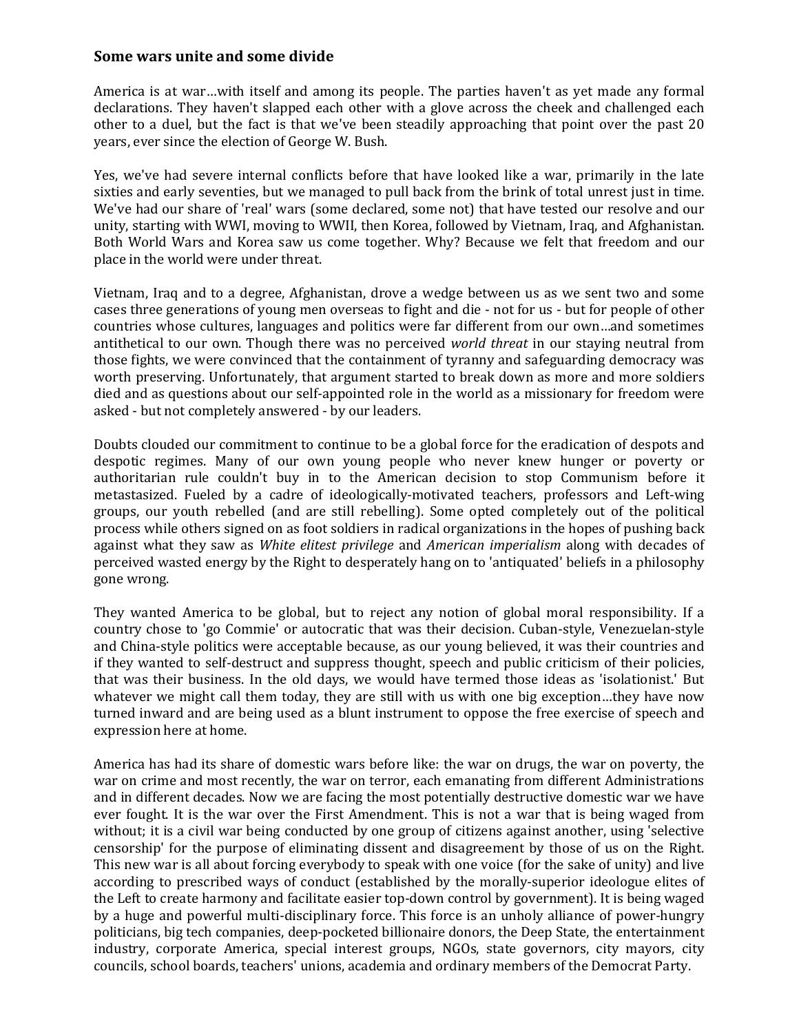### Some wars unite and some divide

America is at war…with itself and among its people. The parties haven't as yet made any formal declarations. They haven't slapped each other with a glove across the cheek and challenged each other to a duel, but the fact is that we've been steadily approaching that point over the past 20 years, ever since the election of George W. Bush.

Yes, we've had severe internal conflicts before that have looked like a war, primarily in the late sixties and early seventies, but we managed to pull back from the brink of total unrest just in time. We've had our share of 'real' wars (some declared, some not) that have tested our resolve and our unity, starting with WWI, moving to WWII, then Korea, followed by Vietnam, Iraq, and Afghanistan. Both World Wars and Korea saw us come together. Why? Because we felt that freedom and our place in the world were under threat.

Vietnam, Iraq and to a degree, Afghanistan, drove a wedge between us as we sent two and some cases three generations of young men overseas to fight and die - not for us - but for people of other countries whose cultures, languages and politics were far different from our own…and sometimes antithetical to our own. Though there was no perceived *world threat* in our staying neutral from those fights, we were convinced that the containment of tyranny and safeguarding democracy was worth preserving. Unfortunately, that argument started to break down as more and more soldiers died and as questions about our self-appointed role in the world as a missionary for freedom were asked - but not completely answered - by our leaders.

Doubts clouded our commitment to continue to be a global force for the eradication of despots and despotic regimes. Many of our own young people who never knew hunger or poverty or authoritarian rule couldn't buy in to the American decision to stop Communism before it metastasized. Fueled by a cadre of ideologically-motivated teachers, professors and Left-wing groups, our youth rebelled (and are still rebelling). Some opted completely out of the political process while others signed on as foot soldiers in radical organizations in the hopes of pushing back against what they saw as *White elitest privilege* and *American imperialism* along with decades of perceived wasted energy by the Right to desperately hang on to 'antiquated' beliefs in a philosophy gone wrong.

They wanted America to be global, but to reject any notion of global moral responsibility. If a country chose to 'go Commie' or autocratic that was their decision. Cuban-style, Venezuelan-style and China-style politics were acceptable because, as our young believed, it was their countries and if they wanted to self-destruct and suppress thought, speech and public criticism of their policies, that was their business. In the old days, we would have termed those ideas as 'isolationist.' But whatever we might call them today, they are still with us with one big exception…they have now turned inward and are being used as a blunt instrument to oppose the free exercise of speech and expression here at home.

America has had its share of domestic wars before like: the war on drugs, the war on poverty, the war on crime and most recently, the war on terror, each emanating from different Administrations and in different decades. Now we are facing the most potentially destructive domestic war we have ever fought. It is the war over the First Amendment. This is not a war that is being waged from without; it is a civil war being conducted by one group of citizens against another, using 'selective censorship' for the purpose of eliminating dissent and disagreement by those of us on the Right. This new war is all about forcing everybody to speak with one voice (for the sake of unity) and live according to prescribed ways of conduct (established by the morally-superior ideologue elites of the Left to create harmony and facilitate easier top-down control by government). It is being waged by a huge and powerful multi-disciplinary force. This force is an unholy alliance of power-hungry politicians, big tech companies, deep-pocketed billionaire donors, the Deep State, the entertainment industry, corporate America, special interest groups, NGOs, state governors, city mayors, city councils, school boards, teachers' unions, academia and ordinary members of the Democrat Party.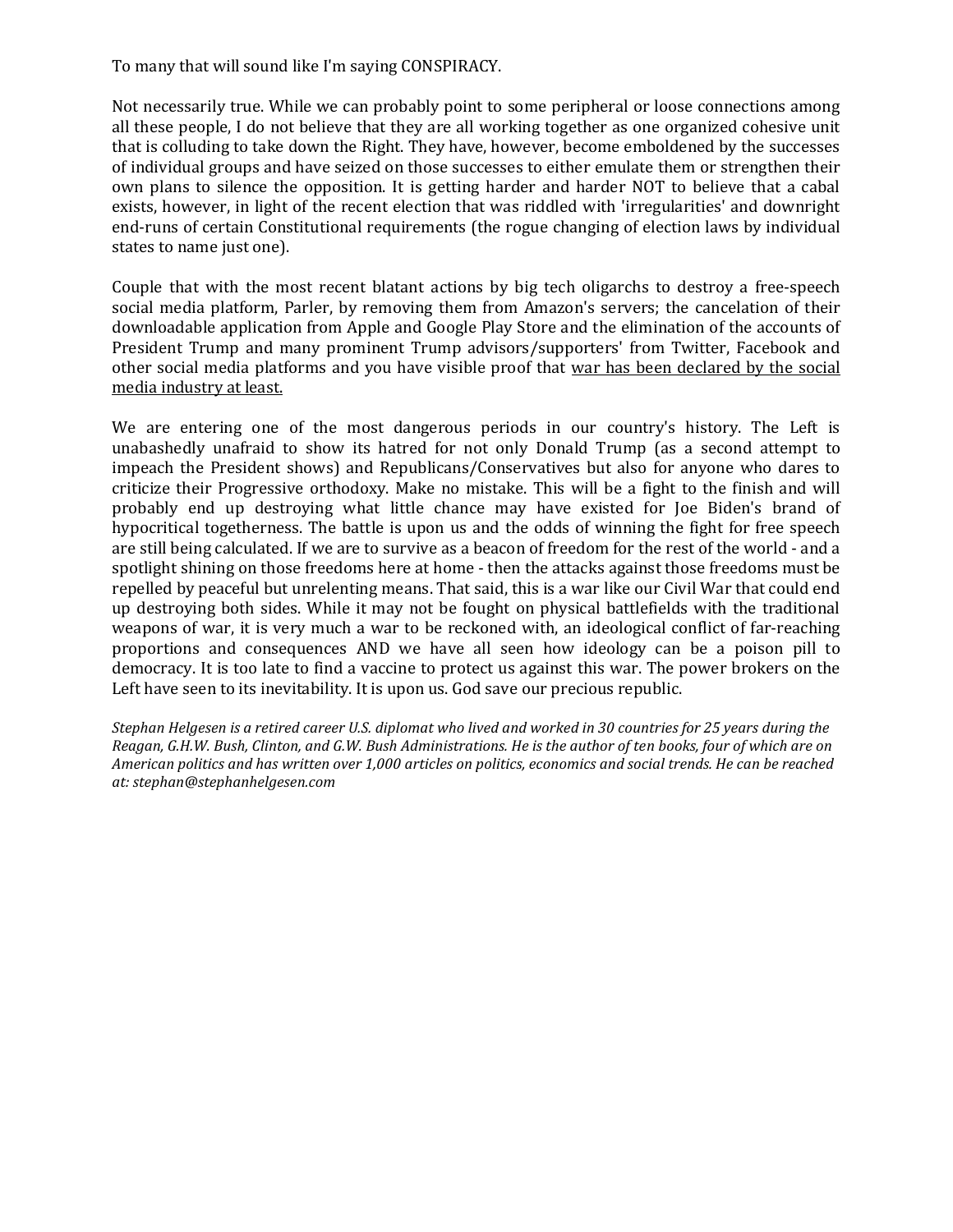To many that will sound like I'm saying CONSPIRACY.

Not necessarily true. While we can probably point to some peripheral or loose connections among all these people, I do not believe that they are all working together as one organized cohesive unit that is colluding to take down the Right. They have, however, become emboldened by the successes of individual groups and have seized on those successes to either emulate them or strengthen their own plans to silence the opposition. It is getting harder and harder NOT to believe that a cabal exists, however, in light of the recent election that was riddled with 'irregularities' and downright end-runs of certain Constitutional requirements (the rogue changing of election laws by individual states to name just one).

Couple that with the most recent blatant actions by big tech oligarchs to destroy a free-speech social media platform, Parler, by removing them from Amazon's servers; the cancelation of their downloadable application from Apple and Google Play Store and the elimination of the accounts of President Trump and many prominent Trump advisors/supporters' from Twitter, Facebook and other social media platforms and you have visible proof that <u>war has been declared by the social media industry at least.</u>

We are entering one of the most dangerous periods in our country's history. The Left is unabashedly unafraid to show its hatred for not only Donald Trump (as a second attempt to impeach the President shows) and Republicans/Conservatives but also for anyone who dares to criticize their Progressive orthodoxy. Make no mistake. This will be a fight to the finish and will probably end up destroying what little chance may have existed for Joe Biden's brand of hypocritical togetherness. The battle is upon us and the odds of winning the fight for free speech are still being calculated. If we are to survive as a beacon of freedom for the rest of the world - and a spotlight shining on those freedoms here at home - then the attacks against those freedoms must be repelled by peaceful but unrelenting means. That said, this is a war like our Civil War that could end up destroying both sides. While it may not be fought on physical battlefields with the traditional weapons of war, it is very much a war to be reckoned with, an ideological conflict of far-reaching proportions and consequences AND we have all seen how ideology can be a poison pill to democracy. It is too late to find a vaccine to protect us against this war. The power brokers on the Left have seen to its inevitability. It is upon us. God save our precious republic.

*Stephan Helgesen is a retired career U.S. diplomat who lived and worked in 30 countries for 25 years during the Reagan, G.H.W. Bush, Clinton, and G.W. Bush Administrations. He is the author of ten books, four of which are on American politics and has written over 1,000 articles on politics, economics and social trends. He can be reached at: stephan@stephanhelgesen.com*